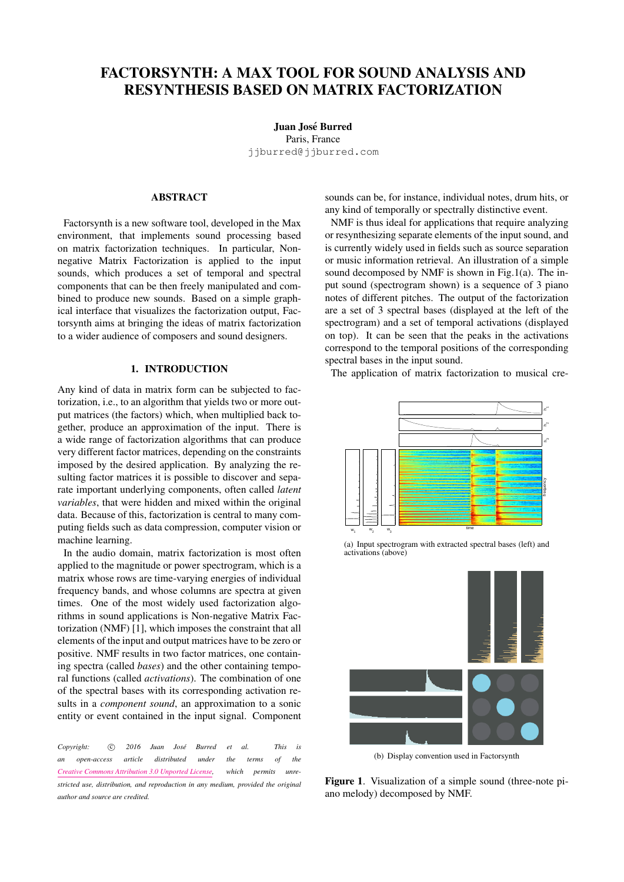# FACTORSYNTH: A MAX TOOL FOR SOUND ANALYSIS AND RESYNTHESIS BASED ON MATRIX FACTORIZATION

**Juan José Burred**
Paris, France
jjburred@jjburred.com

## ABSTRACT

Factorsynth is a new software tool, developed in the Max environment, that implements sound processing based on matrix factorization techniques. In particular, Non-negative Matrix Factorization is applied to the input sounds, which produces a set of temporal and spectral components that can be then freely manipulated and combined to produce new sounds. Based on a simple graphical interface that visualizes the factorization output, Factorsynth aims at bringing the ideas of matrix factorization to a wider audience of composers and sound designers.

## 1. INTRODUCTION

Any kind of data in matrix form can be subjected to factorization, i.e., to an algorithm that yields two or more output matrices (the factors) which, when multiplied back together, produce an approximation of the input. There is a wide range of factorization algorithms that can produce very different factor matrices, depending on the constraints imposed by the desired application. By analyzing the resulting factor matrices it is possible to discover and separate important underlying components, often called *latent variables*, that were hidden and mixed within the original data. Because of this, factorization is central to many computing fields such as data compression, computer vision or machine learning.

In the audio domain, matrix factorization is most often applied to the magnitude or power spectrogram, which is a matrix whose rows are time-varying energies of individual frequency bands, and whose columns are spectra at given times. One of the most widely used factorization algorithms in sound applications is Non-negative Matrix Factorization (NMF) [1], which imposes the constraint that all elements of the input and output matrices have to be zero or positive. NMF results in two factor matrices, one containing spectra (called *bases*) and the other containing temporal functions (called *activations*). The combination of one of the spectral bases with its corresponding activation results in a *component sound*, an approximation to a sonic entity or event contained in the input signal. Component sounds can be, for instance, individual notes, drum hits, or any kind of temporally or spectrally distinctive event.

NMF is thus ideal for applications that require analyzing or resynthesizing separate elements of the input sound, and is currently widely used in fields such as source separation or music information retrieval. An illustration of a simple sound decomposed by NMF is shown in Fig.1(a). The input sound (spectrogram shown) is a sequence of 3 piano notes of different pitches. The output of the factorization are a set of 3 spectral bases (displayed at the left of the spectrogram) and a set of temporal activations (displayed on top). It can be seen that the peaks in the activations correspond to the temporal positions of the corresponding spectral bases in the input sound.

The application of matrix factorization to musical cre-

(a) Input spectrogram with extracted spectral bases (left) and activations (above)

(b) Display convention used in Factorsynth

**Figure 1**. Visualization of a simple sound (three-note piano melody) decomposed by NMF.

*Copyright: © 2016 Juan José Burred et al. This is an open-access article distributed under the terms of the Creative Commons Attribution 3.0 Unported License, which permits unrestricted use, distribution, and reproduction in any medium, provided the original author and source are credited.*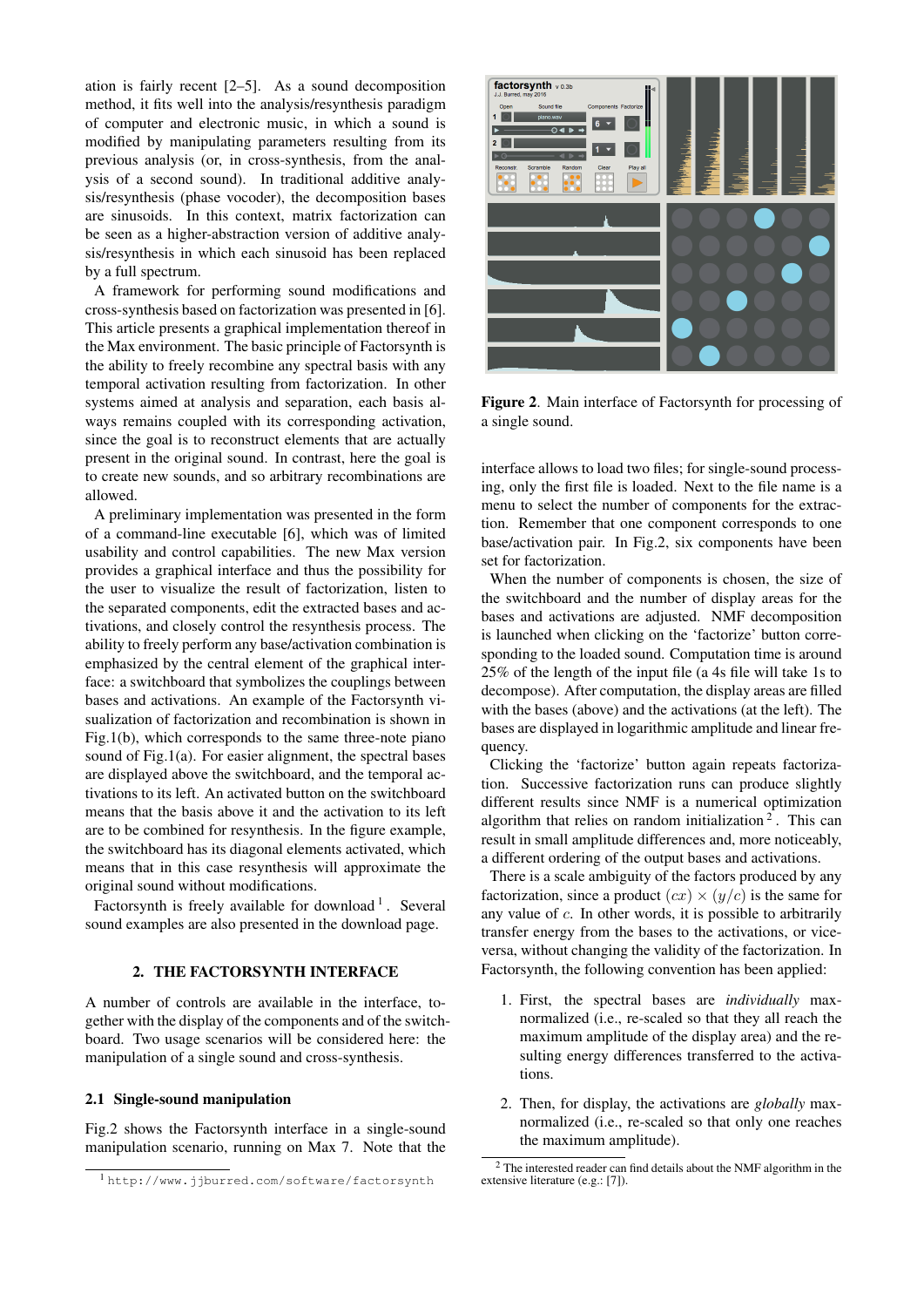ation is fairly recent [2–5]. As a sound decomposition method, it fits well into the analysis/resynthesis paradigm of computer and electronic music, in which a sound is modified by manipulating parameters resulting from its previous analysis (or, in cross-synthesis, from the analysis of a second sound). In traditional additive analysis/resynthesis (phase vocoder), the decomposition bases are sinusoids. In this context, matrix factorization can be seen as a higher-abstraction version of additive analysis/resynthesis in which each sinusoid has been replaced by a full spectrum.

A framework for performing sound modifications and cross-synthesis based on factorization was presented in [6]. This article presents a graphical implementation thereof in the Max environment. The basic principle of Factorsynth is the ability to freely recombine any spectral basis with any temporal activation resulting from factorization. In other systems aimed at analysis and separation, each basis always remains coupled with its corresponding activation, since the goal is to reconstruct elements that are actually present in the original sound. In contrast, here the goal is to create new sounds, and so arbitrary recombinations are allowed.

A preliminary implementation was presented in the form of a command-line executable [6], which was of limited usability and control capabilities. The new Max version provides a graphical interface and thus the possibility for the user to visualize the result of factorization, listen to the separated components, edit the extracted bases and activations, and closely control the resynthesis process. The ability to freely perform any base/activation combination is emphasized by the central element of the graphical interface: a switchboard that symbolizes the couplings between bases and activations. An example of the Factorsynth visualization of factorization and recombination is shown in Fig.1(b), which corresponds to the same three-note piano sound of Fig.1(a). For easier alignment, the spectral bases are displayed above the switchboard, and the temporal activations to its left. An activated button on the switchboard means that the basis above it and the activation to its left are to be combined for resynthesis. In the figure example, the switchboard has its diagonal elements activated, which means that in this case resynthesis will approximate the original sound without modifications.

Factorsynth is freely available for download [1]. Several sound examples are also presented in the download page.

## 2. THE FACTORSYNTH INTERFACE

A number of controls are available in the interface, together with the display of the components and of the switchboard. Two usage scenarios will be considered here: the manipulation of a single sound and cross-synthesis.

### 2.1 Single-sound manipulation

Fig.2 shows the Factorsynth interface in a single-sound manipulation scenario, running on Max 7. Note that the interface allows to load two files; for single-sound processing, only the first file is loaded. Next to the file name is a menu to select the number of components for the extraction. Remember that one component corresponds to one base/activation pair. In Fig.2, six components have been set for factorization.

**Figure 2**. Main interface of Factorsynth for processing of a single sound.

When the number of components is chosen, the size of the switchboard and the number of display areas for the bases and activations are adjusted. NMF decomposition is launched when clicking on the 'factorize' button corresponding to the loaded sound. Computation time is around 25% of the length of the input file (a 4s file will take 1s to decompose). After computation, the display areas are filled with the bases (above) and the activations (at the left). The bases are displayed in logarithmic amplitude and linear frequency.

Clicking the 'factorize' button again repeats factorization. Successive factorization runs can produce slightly different results since NMF is a numerical optimization algorithm that relies on random initialization [2]. This can result in small amplitude differences and, more noticeably, a different ordering of the output bases and activations.

There is a scale ambiguity of the factors produced by any factorization, since a product $(cx) \times (y/c)$ is the same for any value of $c$. In other words, it is possible to arbitrarily transfer energy from the bases to the activations, or vice-versa, without changing the validity of the factorization. In Factorsynth, the following convention has been applied:

1. First, the spectral bases are *individually* max-normalized (i.e., re-scaled so that they all reach the maximum amplitude of the display area) and the resulting energy differences transferred to the activations.

2. Then, for display, the activations are *globally* max-normalized (i.e., re-scaled so that only one reaches the maximum amplitude).

[1] http://www.jjburred.com/software/factorsynth

[2] The interested reader can find details about the NMF algorithm in the extensive literature (e.g.: [7]).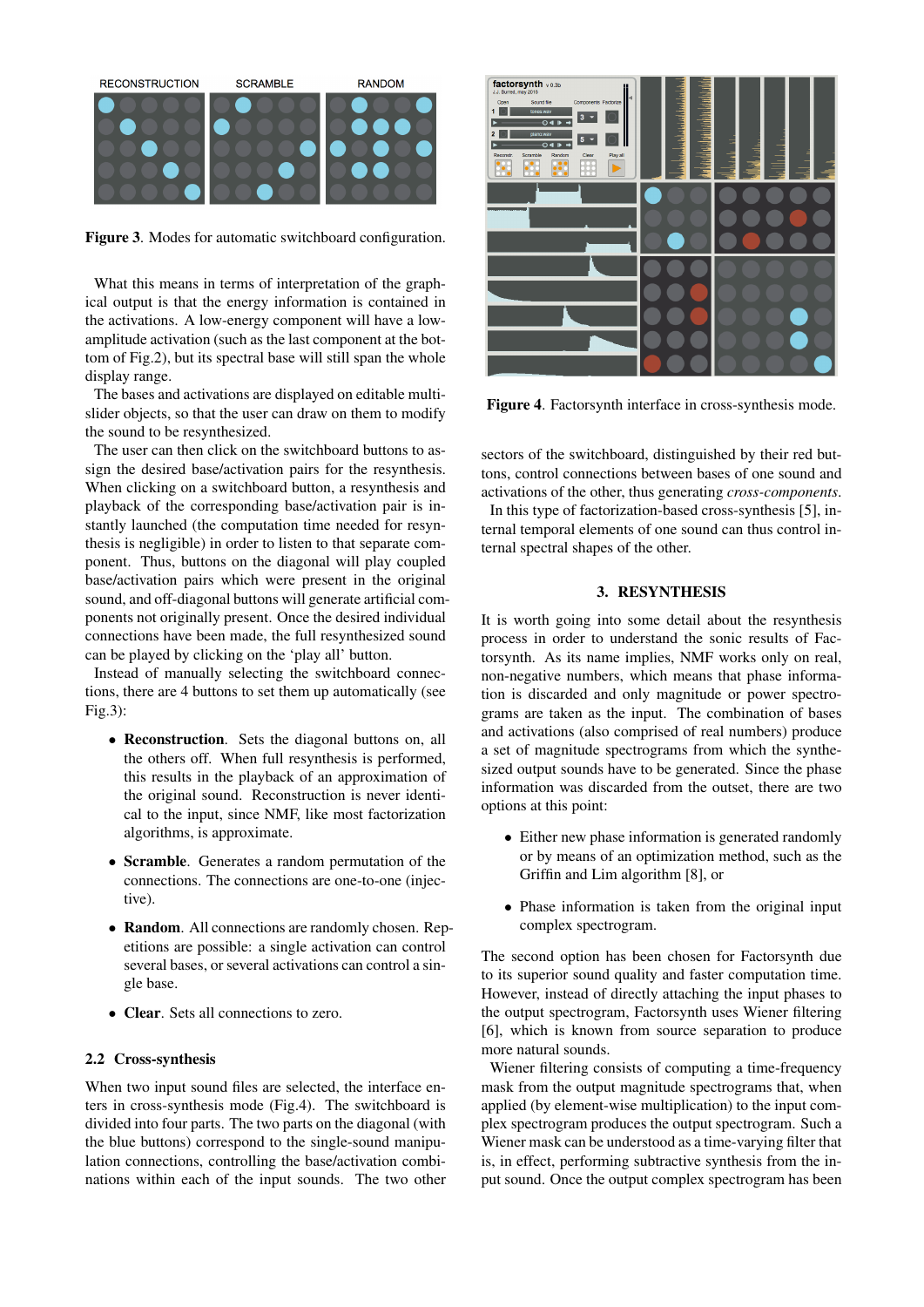Figure 3. Modes for automatic switchboard configuration.

What this means in terms of interpretation of the graphical output is that the energy information is contained in the activations. A low-energy component will have a low-amplitude activation (such as the last component at the bottom of Fig.2), but its spectral base will still span the whole display range.

The bases and activations are displayed on editable multi-slider objects, so that the user can draw on them to modify the sound to be resynthesized.

The user can then click on the switchboard buttons to assign the desired base/activation pairs for the resynthesis. When clicking on a switchboard button, a resynthesis and playback of the corresponding base/activation pair is instantly launched (the computation time needed for resynthesis is negligible) in order to listen to that separate component. Thus, buttons on the diagonal will play coupled base/activation pairs which were present in the original sound, and off-diagonal buttons will generate artificial components not originally present. Once the desired individual connections have been made, the full resynthesized sound can be played by clicking on the 'play all' button.

Instead of manually selecting the switchboard connections, there are 4 buttons to set them up automatically (see Fig.3):

- **Reconstruction**. Sets the diagonal buttons on, all the others off. When full resynthesis is performed, this results in the playback of an approximation of the original sound. Reconstruction is never identical to the input, since NMF, like most factorization algorithms, is approximate.
- **Scramble**. Generates a random permutation of the connections. The connections are one-to-one (injective).
- **Random**. All connections are randomly chosen. Repetitions are possible: a single activation can control several bases, or several activations can control a single base.
- **Clear**. Sets all connections to zero.

### 2.2 Cross-synthesis

When two input sound files are selected, the interface enters in cross-synthesis mode (Fig.4). The switchboard is divided into four parts. The two parts on the diagonal (with the blue buttons) correspond to the single-sound manipulation connections, controlling the base/activation combinations within each of the input sounds. The two other sectors of the switchboard, distinguished by their red buttons, control connections between bases of one sound and activations of the other, thus generating *cross-components*.

Figure 4. Factorsynth interface in cross-synthesis mode.

In this type of factorization-based cross-synthesis [5], internal temporal elements of one sound can thus control internal spectral shapes of the other.

## 3. RESYNTHESIS

It is worth going into some detail about the resynthesis process in order to understand the sonic results of Factorsynth. As its name implies, NMF works only on real, non-negative numbers, which means that phase information is discarded and only magnitude or power spectrograms are taken as the input. The combination of bases and activations (also comprised of real numbers) produce a set of magnitude spectrograms from which the synthesized output sounds have to be generated. Since the phase information was discarded from the outset, there are two options at this point:

- Either new phase information is generated randomly or by means of an optimization method, such as the Griffin and Lim algorithm [8], or
- Phase information is taken from the original input complex spectrogram.

The second option has been chosen for Factorsynth due to its superior sound quality and faster computation time. However, instead of directly attaching the input phases to the output spectrogram, Factorsynth uses Wiener filtering [6], which is known from source separation to produce more natural sounds.

Wiener filtering consists of computing a time-frequency mask from the output magnitude spectrograms that, when applied (by element-wise multiplication) to the input complex spectrogram produces the output spectrogram. Such a Wiener mask can be understood as a time-varying filter that is, in effect, performing subtractive synthesis from the input sound. Once the output complex spectrogram has been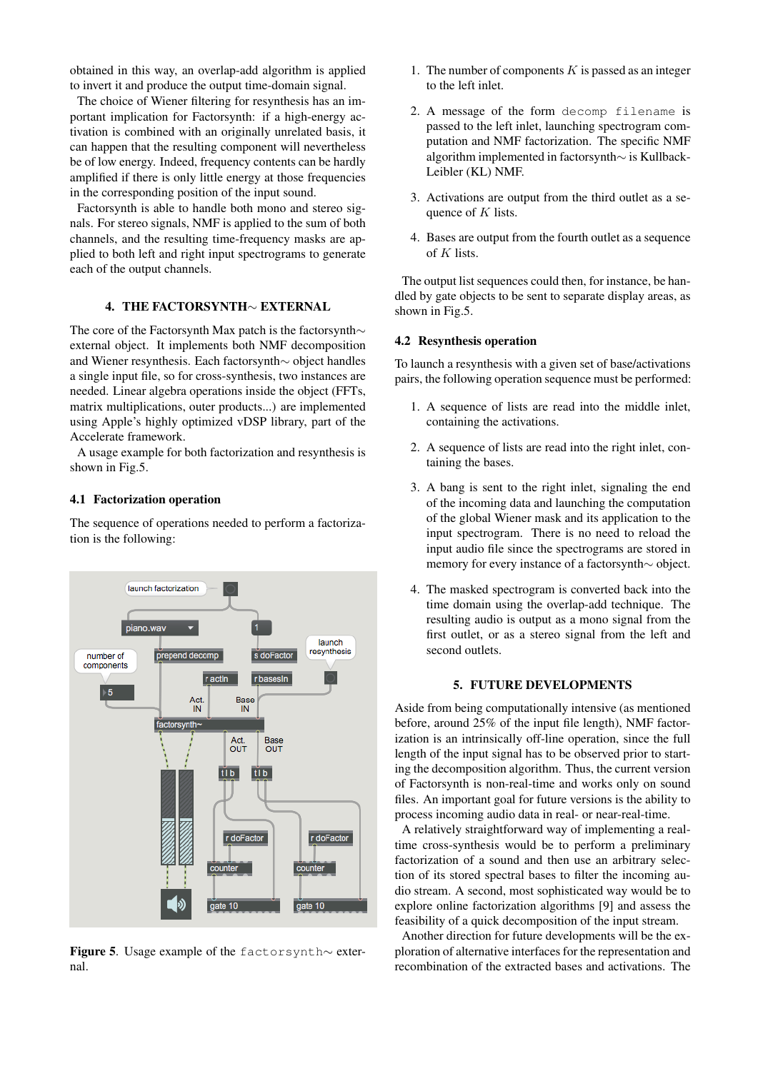obtained in this way, an overlap-add algorithm is applied to invert it and produce the output time-domain signal.

The choice of Wiener filtering for resynthesis has an important implication for Factorsynth: if a high-energy activation is combined with an originally unrelated basis, it can happen that the resulting component will nevertheless be of low energy. Indeed, frequency contents can be hardly amplified if there is only little energy at those frequencies in the corresponding position of the input sound.

Factorsynth is able to handle both mono and stereo signals. For stereo signals, NMF is applied to the sum of both channels, and the resulting time-frequency masks are applied to both left and right input spectrograms to generate each of the output channels.

## 4. THE FACTORSYNTH∼ EXTERNAL

The core of the Factorsynth Max patch is the factorsynth∼ external object. It implements both NMF decomposition and Wiener resynthesis. Each factorsynth∼ object handles a single input file, so for cross-synthesis, two instances are needed. Linear algebra operations inside the object (FFTs, matrix multiplications, outer products...) are implemented using Apple's highly optimized vDSP library, part of the Accelerate framework.

A usage example for both factorization and resynthesis is shown in Fig.5.

### 4.1 Factorization operation

The sequence of operations needed to perform a factorization is the following:

Figure 5. Usage example of the `factorsynth∼` external.

1. The number of components $K$ is passed as an integer to the left inlet.

2. A message of the form `decomp filename` is passed to the left inlet, launching spectrogram computation and NMF factorization. The specific NMF algorithm implemented in factorsynth∼ is Kullback-Leibler (KL) NMF.

3. Activations are output from the third outlet as a sequence of $K$ lists.

4. Bases are output from the fourth outlet as a sequence of $K$ lists.

The output list sequences could then, for instance, be handled by gate objects to be sent to separate display areas, as shown in Fig.5.

### 4.2 Resynthesis operation

To launch a resynthesis with a given set of base/activations pairs, the following operation sequence must be performed:

1. A sequence of lists are read into the middle inlet, containing the activations.

2. A sequence of lists are read into the right inlet, containing the bases.

3. A bang is sent to the right inlet, signaling the end of the incoming data and launching the computation of the global Wiener mask and its application to the input spectrogram. There is no need to reload the input audio file since the spectrograms are stored in memory for every instance of a factorsynth∼ object.

4. The masked spectrogram is converted back into the time domain using the overlap-add technique. The resulting audio is output as a mono signal from the first outlet, or as a stereo signal from the left and second outlets.

## 5. FUTURE DEVELOPMENTS

Aside from being computationally intensive (as mentioned before, around 25% of the input file length), NMF factorization is an intrinsically off-line operation, since the full length of the input signal has to be observed prior to starting the decomposition algorithm. Thus, the current version of Factorsynth is non-real-time and works only on sound files. An important goal for future versions is the ability to process incoming audio data in real- or near-real-time.

A relatively straightforward way of implementing a real-time cross-synthesis would be to perform a preliminary factorization of a sound and then use an arbitrary selection of its stored spectral bases to filter the incoming audio stream. A second, most sophisticated way would be to explore online factorization algorithms [9] and assess the feasibility of a quick decomposition of the input stream.

Another direction for future developments will be the exploration of alternative interfaces for the representation and recombination of the extracted bases and activations. The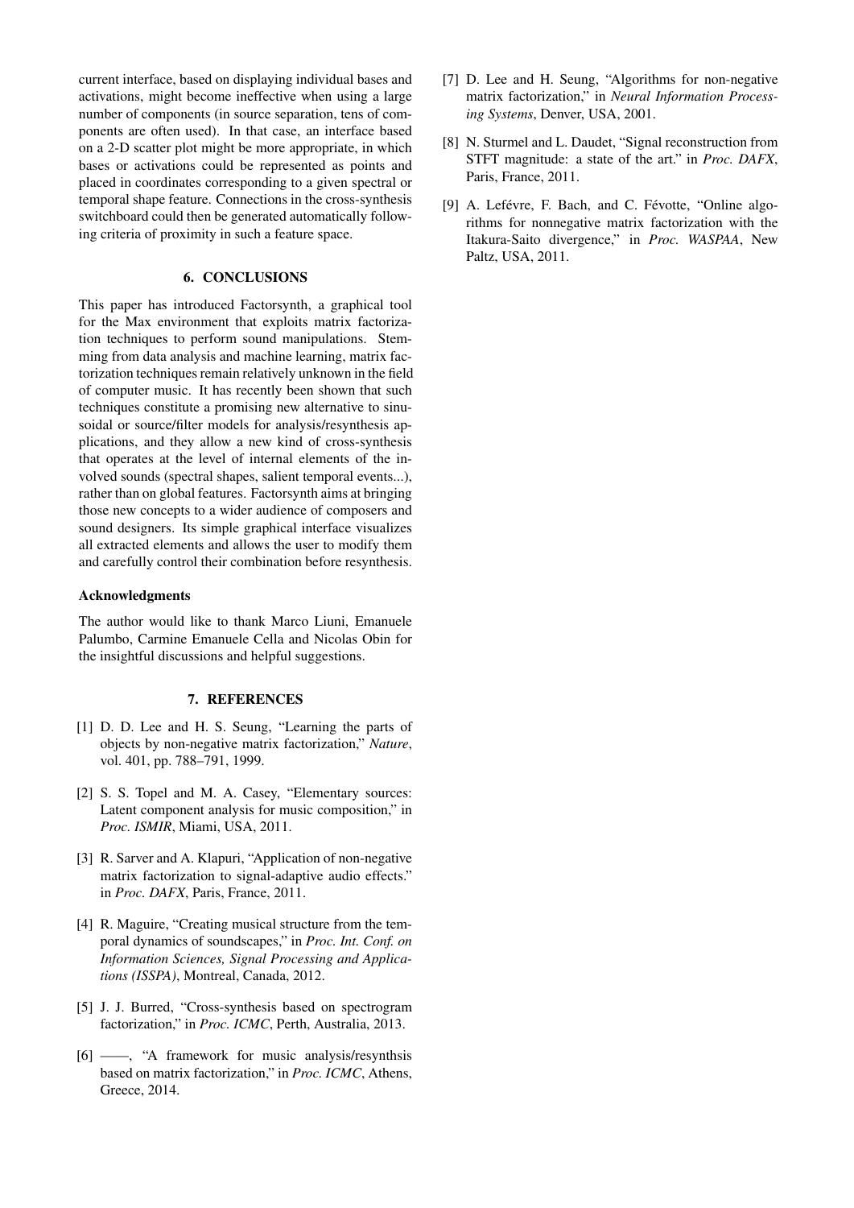current interface, based on displaying individual bases and activations, might become ineffective when using a large number of components (in source separation, tens of components are often used). In that case, an interface based on a 2-D scatter plot might be more appropriate, in which bases or activations could be represented as points and placed in coordinates corresponding to a given spectral or temporal shape feature. Connections in the cross-synthesis switchboard could then be generated automatically following criteria of proximity in such a feature space.

## 6. CONCLUSIONS

This paper has introduced Factorsynth, a graphical tool for the Max environment that exploits matrix factorization techniques to perform sound manipulations. Stemming from data analysis and machine learning, matrix factorization techniques remain relatively unknown in the field of computer music. It has recently been shown that such techniques constitute a promising new alternative to sinusoidal or source/filter models for analysis/resynthesis applications, and they allow a new kind of cross-synthesis that operates at the level of internal elements of the involved sounds (spectral shapes, salient temporal events...), rather than on global features. Factorsynth aims at bringing those new concepts to a wider audience of composers and sound designers. Its simple graphical interface visualizes all extracted elements and allows the user to modify them and carefully control their combination before resynthesis.

### Acknowledgments

The author would like to thank Marco Liuni, Emanuele Palumbo, Carmine Emanuele Cella and Nicolas Obin for the insightful discussions and helpful suggestions.

## 7. REFERENCES

[1] D. D. Lee and H. S. Seung, "Learning the parts of objects by non-negative matrix factorization," *Nature*, vol. 401, pp. 788–791, 1999.

[2] S. S. Topel and M. A. Casey, "Elementary sources: Latent component analysis for music composition," in *Proc. ISMIR*, Miami, USA, 2011.

[3] R. Sarver and A. Klapuri, "Application of non-negative matrix factorization to signal-adaptive audio effects." in *Proc. DAFX*, Paris, France, 2011.

[4] R. Maguire, "Creating musical structure from the temporal dynamics of soundscapes," in *Proc. Int. Conf. on Information Sciences, Signal Processing and Applications (ISSPA)*, Montreal, Canada, 2012.

[5] J. J. Burred, "Cross-synthesis based on spectrogram factorization," in *Proc. ICMC*, Perth, Australia, 2013.

[6] ——, "A framework for music analysis/resynthsis based on matrix factorization," in *Proc. ICMC*, Athens, Greece, 2014.

[7] D. Lee and H. Seung, "Algorithms for non-negative matrix factorization," in *Neural Information Processing Systems*, Denver, USA, 2001.

[8] N. Sturmel and L. Daudet, "Signal reconstruction from STFT magnitude: a state of the art." in *Proc. DAFX*, Paris, France, 2011.

[9] A. Lefévre, F. Bach, and C. Févotte, "Online algorithms for nonnegative matrix factorization with the Itakura-Saito divergence," in *Proc. WASPAA*, New Paltz, USA, 2011.